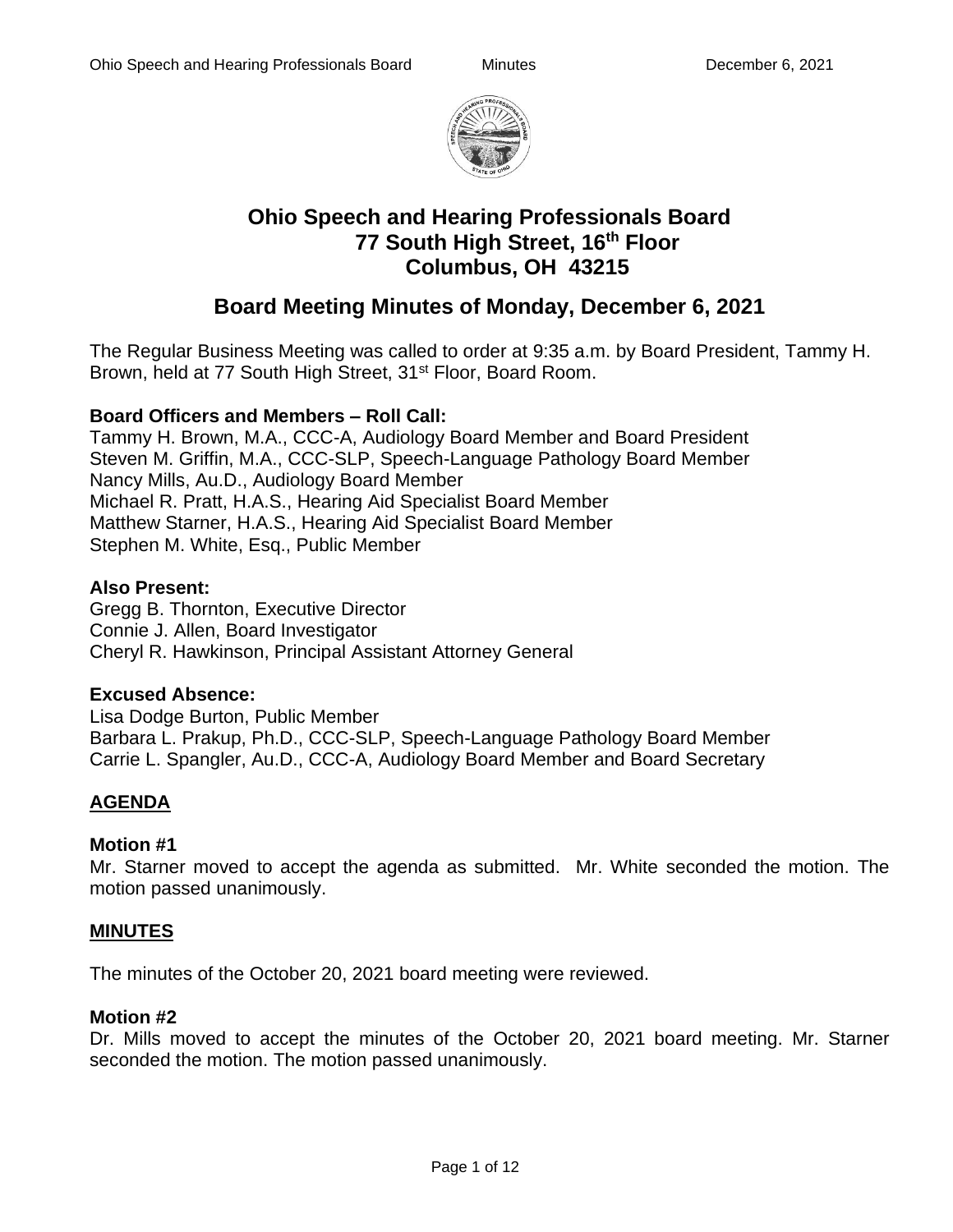# Ohio Speech and Hearing Professionals Board
## 77 South High Street, 16th Floor
## Columbus, OH 43215

## Board Meeting Minutes of Monday, December 6, 2021

The Regular Business Meeting was called to order at 9:35 a.m. by Board President, Tammy H. Brown, held at 77 South High Street, 31st Floor, Board Room.

**Board Officers and Members – Roll Call:**
Tammy H. Brown, M.A., CCC-A, Audiology Board Member and Board President
Steven M. Griffin, M.A., CCC-SLP, Speech-Language Pathology Board Member
Nancy Mills, Au.D., Audiology Board Member
Michael R. Pratt, H.A.S., Hearing Aid Specialist Board Member
Matthew Starner, H.A.S., Hearing Aid Specialist Board Member
Stephen M. White, Esq., Public Member

**Also Present:**
Gregg B. Thornton, Executive Director
Connie J. Allen, Board Investigator
Cheryl R. Hawkinson, Principal Assistant Attorney General

**Excused Absence:**
Lisa Dodge Burton, Public Member
Barbara L. Prakup, Ph.D., CCC-SLP, Speech-Language Pathology Board Member
Carrie L. Spangler, Au.D., CCC-A, Audiology Board Member and Board Secretary

**AGENDA**

**Motion #1**
Mr. Starner moved to accept the agenda as submitted. Mr. White seconded the motion. The motion passed unanimously.

**MINUTES**

The minutes of the October 20, 2021 board meeting were reviewed.

**Motion #2**
Dr. Mills moved to accept the minutes of the October 20, 2021 board meeting. Mr. Starner seconded the motion. The motion passed unanimously.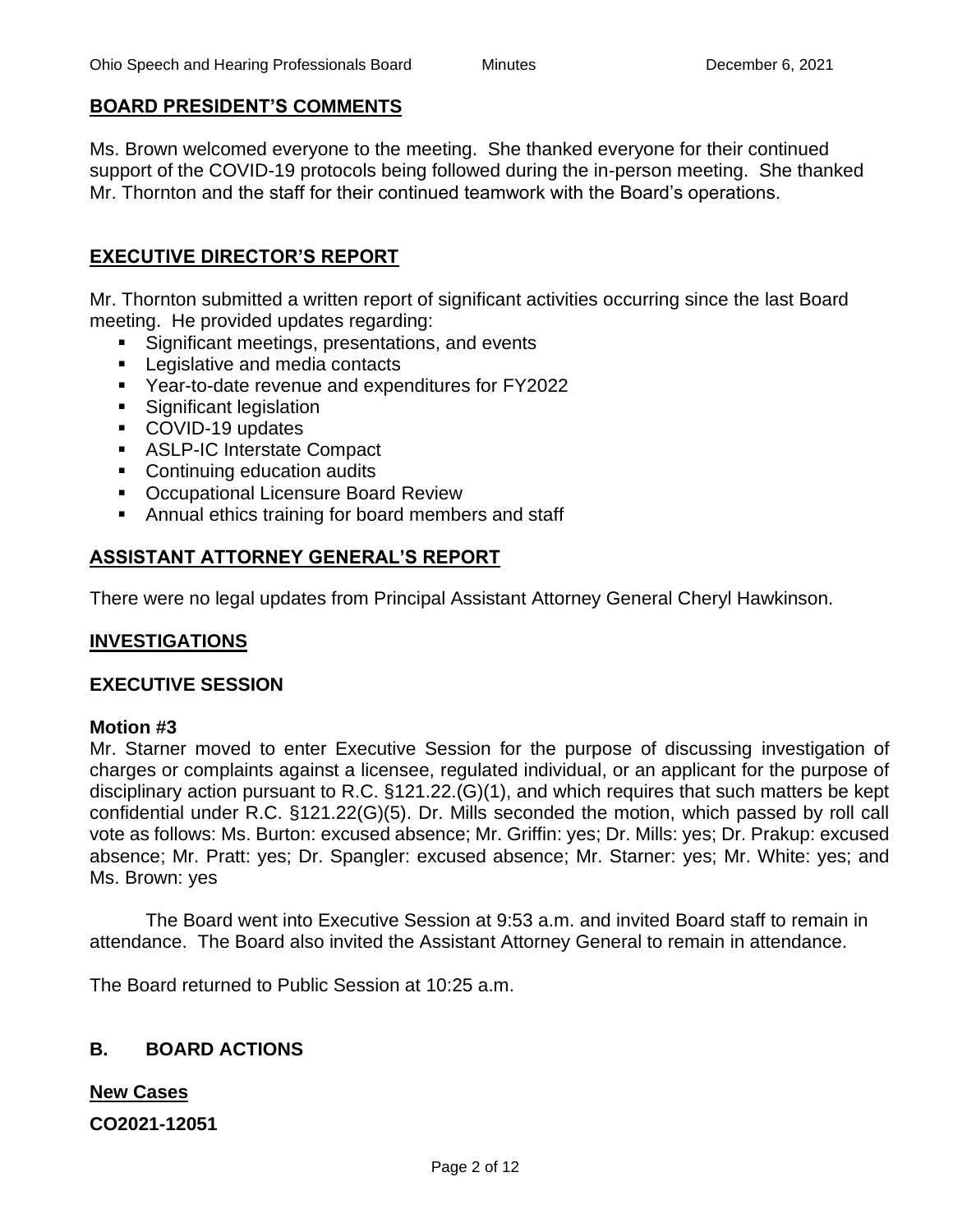## BOARD PRESIDENT'S COMMENTS

Ms. Brown welcomed everyone to the meeting. She thanked everyone for their continued support of the COVID-19 protocols being followed during the in-person meeting. She thanked Mr. Thornton and the staff for their continued teamwork with the Board's operations.

## EXECUTIVE DIRECTOR'S REPORT

Mr. Thornton submitted a written report of significant activities occurring since the last Board meeting. He provided updates regarding:

- Significant meetings, presentations, and events
- Legislative and media contacts
- Year-to-date revenue and expenditures for FY2022
- Significant legislation
- COVID-19 updates
- ASLP-IC Interstate Compact
- Continuing education audits
- Occupational Licensure Board Review
- Annual ethics training for board members and staff

## ASSISTANT ATTORNEY GENERAL'S REPORT

There were no legal updates from Principal Assistant Attorney General Cheryl Hawkinson.

## INVESTIGATIONS

### EXECUTIVE SESSION

**Motion #3**
Mr. Starner moved to enter Executive Session for the purpose of discussing investigation of charges or complaints against a licensee, regulated individual, or an applicant for the purpose of disciplinary action pursuant to R.C. §121.22.(G)(1), and which requires that such matters be kept confidential under R.C. §121.22(G)(5). Dr. Mills seconded the motion, which passed by roll call vote as follows: Ms. Burton: excused absence; Mr. Griffin: yes; Dr. Mills: yes; Dr. Prakup: excused absence; Mr. Pratt: yes; Dr. Spangler: excused absence; Mr. Starner: yes; Mr. White: yes; and Ms. Brown: yes

The Board went into Executive Session at 9:53 a.m. and invited Board staff to remain in attendance. The Board also invited the Assistant Attorney General to remain in attendance.

The Board returned to Public Session at 10:25 a.m.

## B. BOARD ACTIONS

**New Cases**

**CO2021-12051**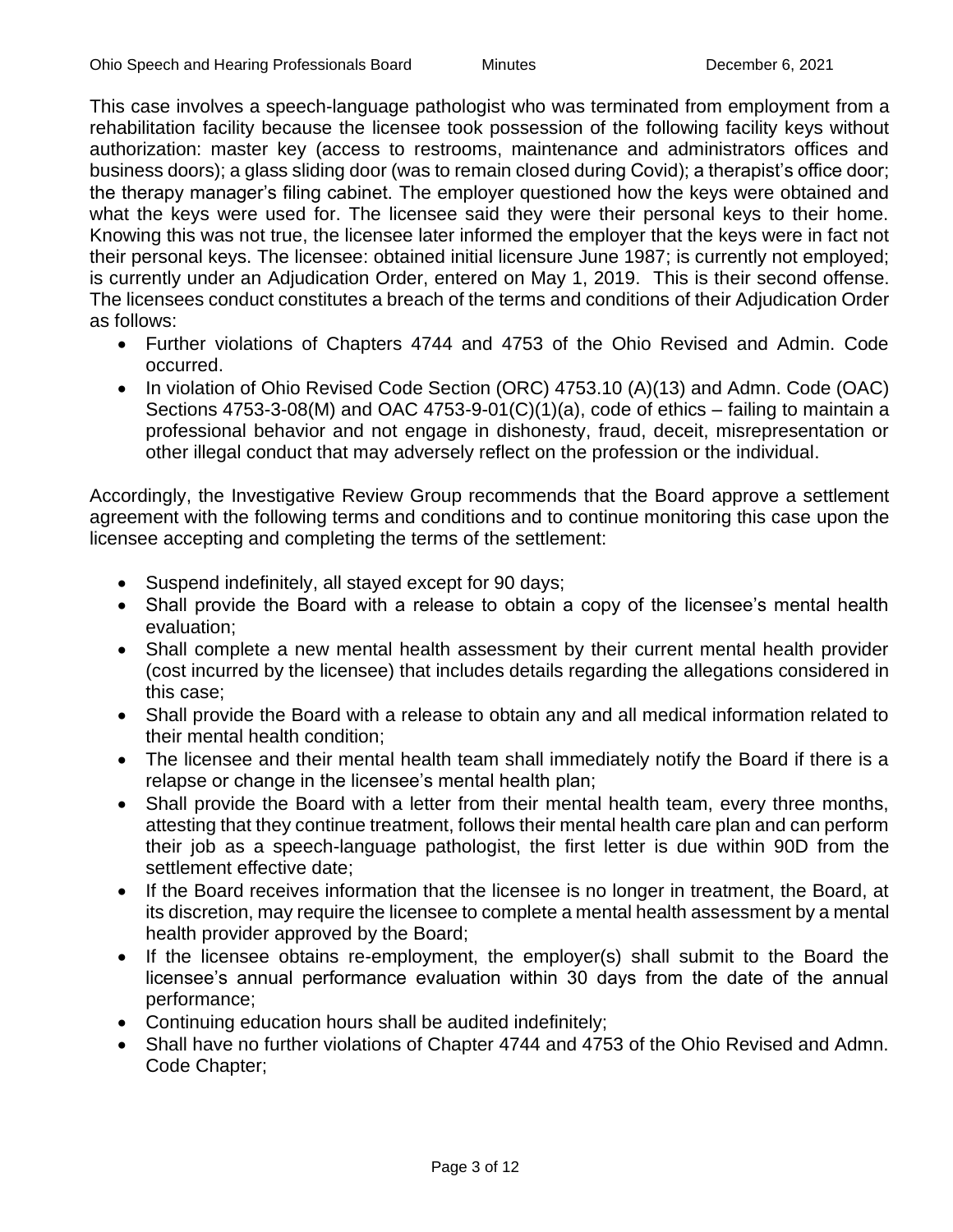This case involves a speech-language pathologist who was terminated from employment from a rehabilitation facility because the licensee took possession of the following facility keys without authorization: master key (access to restrooms, maintenance and administrators offices and business doors); a glass sliding door (was to remain closed during Covid); a therapist's office door; the therapy manager's filing cabinet. The employer questioned how the keys were obtained and what the keys were used for. The licensee said they were their personal keys to their home. Knowing this was not true, the licensee later informed the employer that the keys were in fact not their personal keys. The licensee: obtained initial licensure June 1987; is currently not employed; is currently under an Adjudication Order, entered on May 1, 2019. This is their second offense. The licensees conduct constitutes a breach of the terms and conditions of their Adjudication Order as follows:

- Further violations of Chapters 4744 and 4753 of the Ohio Revised and Admin. Code occurred.
- In violation of Ohio Revised Code Section (ORC) 4753.10 (A)(13) and Admn. Code (OAC) Sections 4753-3-08(M) and OAC 4753-9-01(C)(1)(a), code of ethics – failing to maintain a professional behavior and not engage in dishonesty, fraud, deceit, misrepresentation or other illegal conduct that may adversely reflect on the profession or the individual.

Accordingly, the Investigative Review Group recommends that the Board approve a settlement agreement with the following terms and conditions and to continue monitoring this case upon the licensee accepting and completing the terms of the settlement:

- Suspend indefinitely, all stayed except for 90 days;
- Shall provide the Board with a release to obtain a copy of the licensee's mental health evaluation;
- Shall complete a new mental health assessment by their current mental health provider (cost incurred by the licensee) that includes details regarding the allegations considered in this case;
- Shall provide the Board with a release to obtain any and all medical information related to their mental health condition;
- The licensee and their mental health team shall immediately notify the Board if there is a relapse or change in the licensee's mental health plan;
- Shall provide the Board with a letter from their mental health team, every three months, attesting that they continue treatment, follows their mental health care plan and can perform their job as a speech-language pathologist, the first letter is due within 90D from the settlement effective date;
- If the Board receives information that the licensee is no longer in treatment, the Board, at its discretion, may require the licensee to complete a mental health assessment by a mental health provider approved by the Board;
- If the licensee obtains re-employment, the employer(s) shall submit to the Board the licensee's annual performance evaluation within 30 days from the date of the annual performance;
- Continuing education hours shall be audited indefinitely;
- Shall have no further violations of Chapter 4744 and 4753 of the Ohio Revised and Admn. Code Chapter;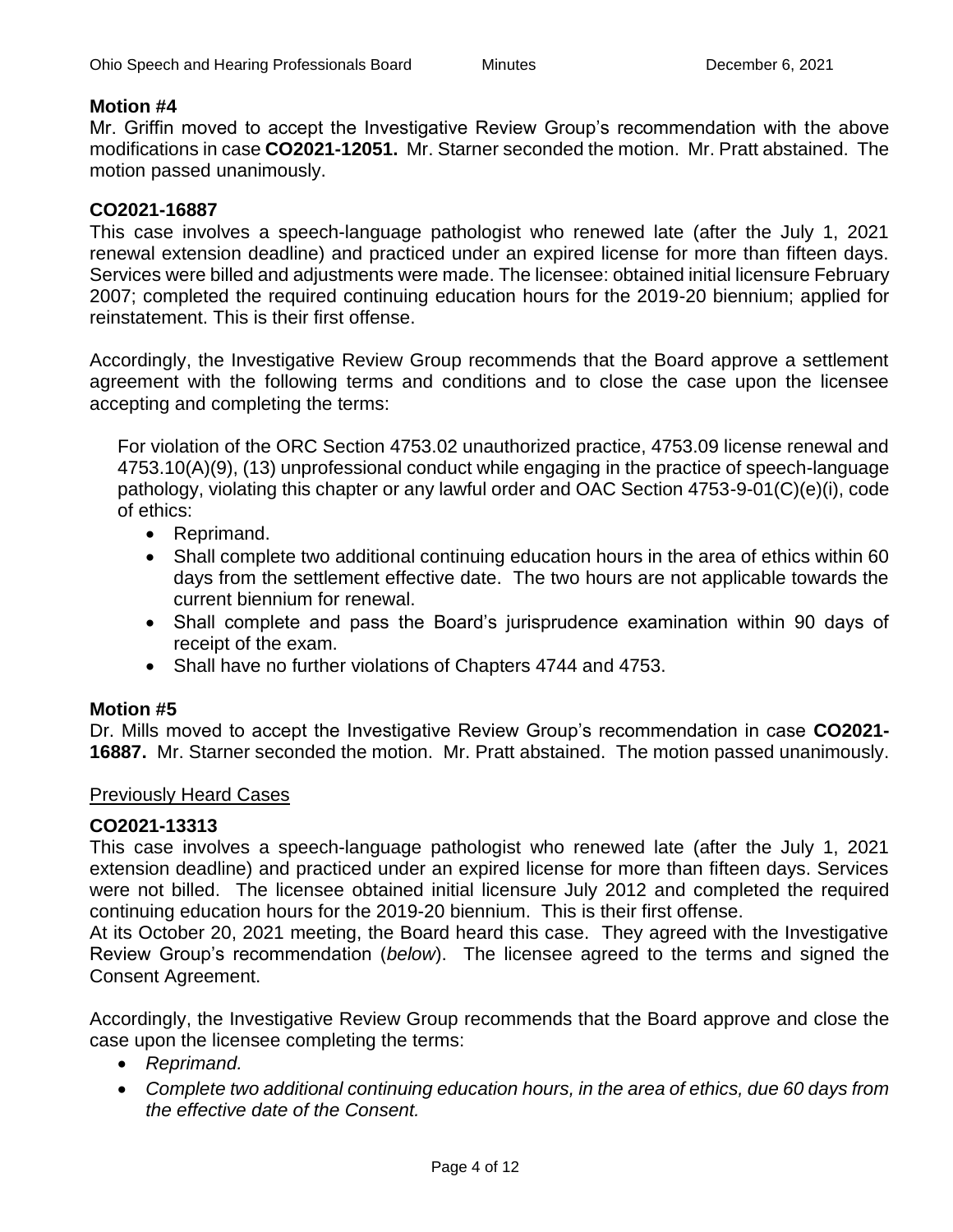**Motion #4**

Mr. Griffin moved to accept the Investigative Review Group's recommendation with the above modifications in case **CO2021-12051.** Mr. Starner seconded the motion. Mr. Pratt abstained. The motion passed unanimously.

**CO2021-16887**

This case involves a speech-language pathologist who renewed late (after the July 1, 2021 renewal extension deadline) and practiced under an expired license for more than fifteen days. Services were billed and adjustments were made. The licensee: obtained initial licensure February 2007; completed the required continuing education hours for the 2019-20 biennium; applied for reinstatement. This is their first offense.

Accordingly, the Investigative Review Group recommends that the Board approve a settlement agreement with the following terms and conditions and to close the case upon the licensee accepting and completing the terms:

For violation of the ORC Section 4753.02 unauthorized practice, 4753.09 license renewal and 4753.10(A)(9), (13) unprofessional conduct while engaging in the practice of speech-language pathology, violating this chapter or any lawful order and OAC Section 4753-9-01(C)(e)(i), code of ethics:

- Reprimand.
- Shall complete two additional continuing education hours in the area of ethics within 60 days from the settlement effective date. The two hours are not applicable towards the current biennium for renewal.
- Shall complete and pass the Board's jurisprudence examination within 90 days of receipt of the exam.
- Shall have no further violations of Chapters 4744 and 4753.

**Motion #5**

Dr. Mills moved to accept the Investigative Review Group's recommendation in case **CO2021-16887.** Mr. Starner seconded the motion. Mr. Pratt abstained. The motion passed unanimously.

Previously Heard Cases

**CO2021-13313**

This case involves a speech-language pathologist who renewed late (after the July 1, 2021 extension deadline) and practiced under an expired license for more than fifteen days. Services were not billed. The licensee obtained initial licensure July 2012 and completed the required continuing education hours for the 2019-20 biennium. This is their first offense.
At its October 20, 2021 meeting, the Board heard this case. They agreed with the Investigative Review Group's recommendation (*below*). The licensee agreed to the terms and signed the Consent Agreement.

Accordingly, the Investigative Review Group recommends that the Board approve and close the case upon the licensee completing the terms:

- *Reprimand.*
- *Complete two additional continuing education hours, in the area of ethics, due 60 days from the effective date of the Consent.*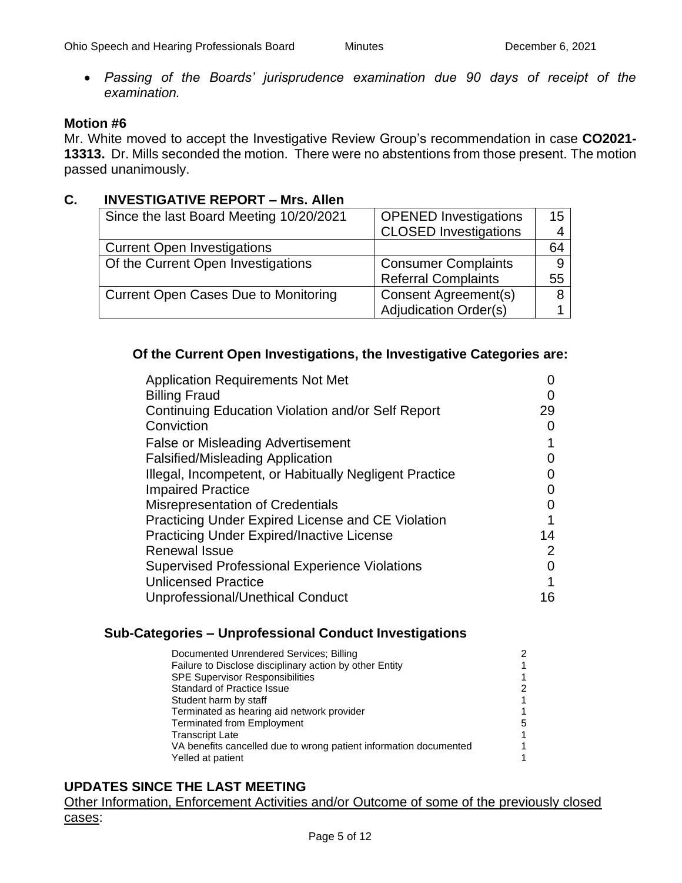- *Passing of the Boards' jurisprudence examination due 90 days of receipt of the examination.*

**Motion #6**

Mr. White moved to accept the Investigative Review Group's recommendation in case **CO2021-13313.** Dr. Mills seconded the motion. There were no abstentions from those present. The motion passed unanimously.

## C. INVESTIGATIVE REPORT – Mrs. Allen

| | | |
|---|---|---|
| Since the last Board Meeting 10/20/2021 | OPENED Investigations<br>CLOSED Investigations | 15<br>4 |
| Current Open Investigations | | 64 |
| Of the Current Open Investigations | Consumer Complaints<br>Referral Complaints | 9<br>55 |
| Current Open Cases Due to Monitoring | Consent Agreement(s)<br>Adjudication Order(s) | 8<br>1 |

**Of the Current Open Investigations, the Investigative Categories are:**

| | |
|---|---|
| Application Requirements Not Met | 0 |
| Billing Fraud | 0 |
| Continuing Education Violation and/or Self Report | 29 |
| Conviction | 0 |
| False or Misleading Advertisement | 1 |
| Falsified/Misleading Application | 0 |
| Illegal, Incompetent, or Habitually Negligent Practice | 0 |
| Impaired Practice | 0 |
| Misrepresentation of Credentials | 0 |
| Practicing Under Expired License and CE Violation | 1 |
| Practicing Under Expired/Inactive License | 14 |
| Renewal Issue | 2 |
| Supervised Professional Experience Violations | 0 |
| Unlicensed Practice | 1 |
| Unprofessional/Unethical Conduct | 16 |

**Sub-Categories – Unprofessional Conduct Investigations**

| | |
|---|---|
| Documented Unrendered Services; Billing | 2 |
| Failure to Disclose disciplinary action by other Entity | 1 |
| SPE Supervisor Responsibilities | 1 |
| Standard of Practice Issue | 2 |
| Student harm by staff | 1 |
| Terminated as hearing aid network provider | 1 |
| Terminated from Employment | 5 |
| Transcript Late | 1 |
| VA benefits cancelled due to wrong patient information documented | 1 |
| Yelled at patient | 1 |

## UPDATES SINCE THE LAST MEETING

Other Information, Enforcement Activities and/or Outcome of some of the previously closed cases: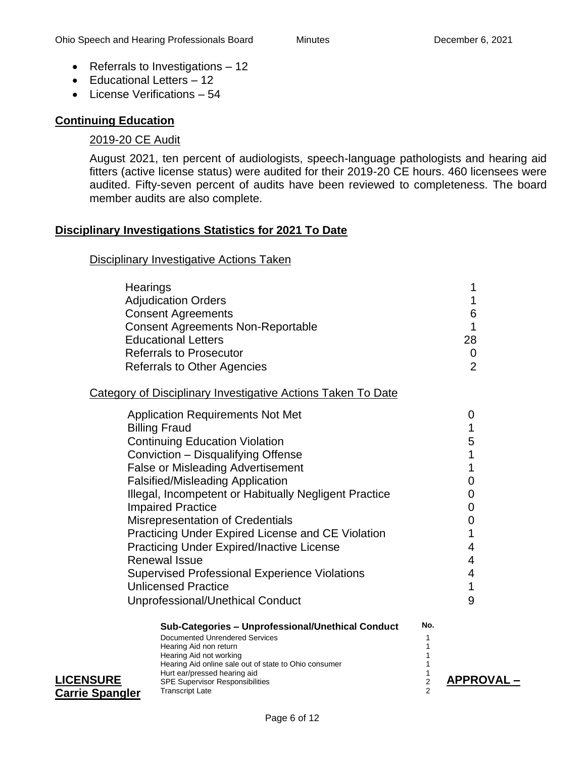- Referrals to Investigations – 12
- Educational Letters – 12
- License Verifications – 54

## Continuing Education

### 2019-20 CE Audit

August 2021, ten percent of audiologists, speech-language pathologists and hearing aid fitters (active license status) were audited for their 2019-20 CE hours. 460 licensees were audited. Fifty-seven percent of audits have been reviewed to completeness. The board member audits are also complete.

## Disciplinary Investigations Statistics for 2021 To Date

### Disciplinary Investigative Actions Taken

| | |
|---|---|
| Hearings | 1 |
| Adjudication Orders | 1 |
| Consent Agreements | 6 |
| Consent Agreements Non-Reportable | 1 |
| Educational Letters | 28 |
| Referrals to Prosecutor | 0 |
| Referrals to Other Agencies | 2 |

### Category of Disciplinary Investigative Actions Taken To Date

| | |
|---|---|
| Application Requirements Not Met | 0 |
| Billing Fraud | 1 |
| Continuing Education Violation | 5 |
| Conviction – Disqualifying Offense | 1 |
| False or Misleading Advertisement | 1 |
| Falsified/Misleading Application | 0 |
| Illegal, Incompetent or Habitually Negligent Practice | 0 |
| Impaired Practice | 0 |
| Misrepresentation of Credentials | 0 |
| Practicing Under Expired License and CE Violation | 1 |
| Practicing Under Expired/Inactive License | 4 |
| Renewal Issue | 4 |
| Supervised Professional Experience Violations | 4 |
| Unlicensed Practice | 1 |
| Unprofessional/Unethical Conduct | 9 |

| Sub-Categories – Unprofessional/Unethical Conduct | No. |
|---|---|
| Documented Unrendered Services | 1 |
| Hearing Aid non return | 1 |
| Hearing Aid not working | 1 |
| Hearing Aid online sale out of state to Ohio consumer | 1 |
| Hurt ear/pressed hearing aid | 1 |
| SPE Supervisor Responsibilities | 2 |
| Transcript Late | 2 |

## LICENSURE APPROVAL – Carrie Spangler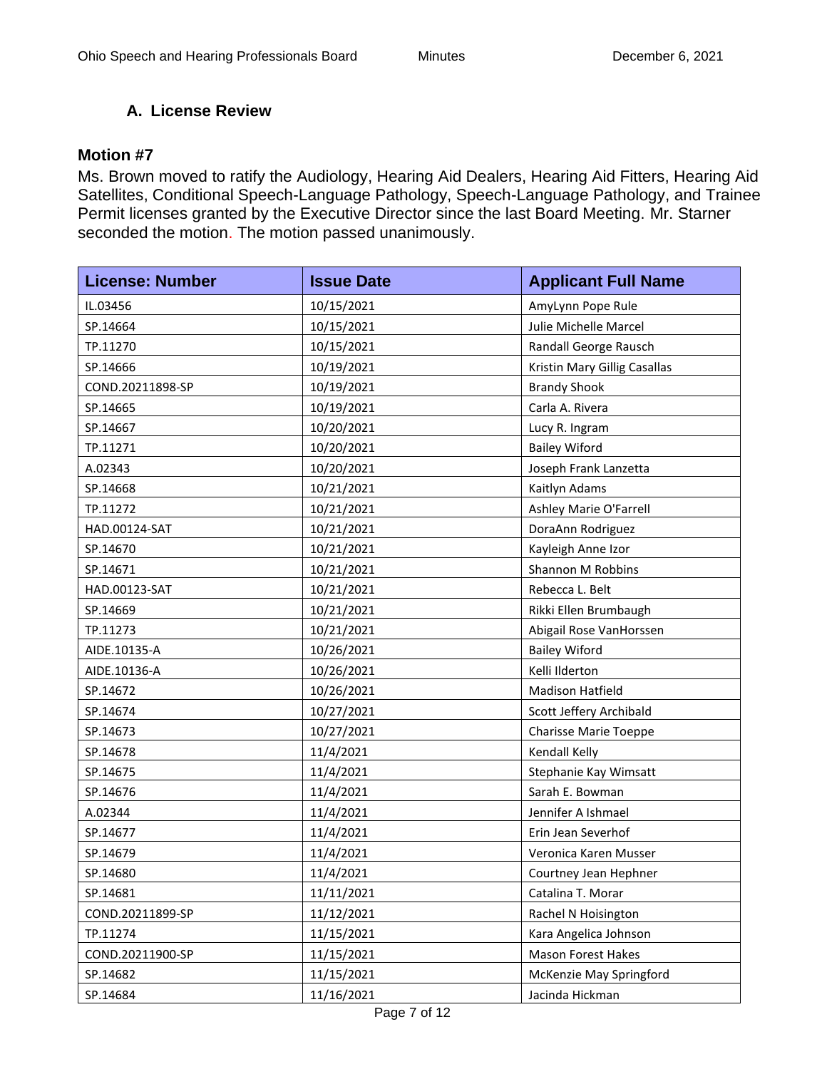## A. License Review

**Motion #7**

Ms. Brown moved to ratify the Audiology, Hearing Aid Dealers, Hearing Aid Fitters, Hearing Aid Satellites, Conditional Speech-Language Pathology, Speech-Language Pathology, and Trainee Permit licenses granted by the Executive Director since the last Board Meeting. Mr. Starner seconded the motion. The motion passed unanimously.

| License: Number | Issue Date | Applicant Full Name |
|---|---|---|
| IL.03456 | 10/15/2021 | AmyLynn Pope Rule |
| SP.14664 | 10/15/2021 | Julie Michelle Marcel |
| TP.11270 | 10/15/2021 | Randall George Rausch |
| SP.14666 | 10/19/2021 | Kristin Mary Gillig Casallas |
| COND.20211898-SP | 10/19/2021 | Brandy Shook |
| SP.14665 | 10/19/2021 | Carla A. Rivera |
| SP.14667 | 10/20/2021 | Lucy R. Ingram |
| TP.11271 | 10/20/2021 | Bailey Wiford |
| A.02343 | 10/20/2021 | Joseph Frank Lanzetta |
| SP.14668 | 10/21/2021 | Kaitlyn Adams |
| TP.11272 | 10/21/2021 | Ashley Marie O'Farrell |
| HAD.00124-SAT | 10/21/2021 | DoraAnn Rodriguez |
| SP.14670 | 10/21/2021 | Kayleigh Anne Izor |
| SP.14671 | 10/21/2021 | Shannon M Robbins |
| HAD.00123-SAT | 10/21/2021 | Rebecca L. Belt |
| SP.14669 | 10/21/2021 | Rikki Ellen Brumbaugh |
| TP.11273 | 10/21/2021 | Abigail Rose VanHorssen |
| AIDE.10135-A | 10/26/2021 | Bailey Wiford |
| AIDE.10136-A | 10/26/2021 | Kelli Ilderton |
| SP.14672 | 10/26/2021 | Madison Hatfield |
| SP.14674 | 10/27/2021 | Scott Jeffery Archibald |
| SP.14673 | 10/27/2021 | Charisse Marie Toeppe |
| SP.14678 | 11/4/2021 | Kendall Kelly |
| SP.14675 | 11/4/2021 | Stephanie Kay Wimsatt |
| SP.14676 | 11/4/2021 | Sarah E. Bowman |
| A.02344 | 11/4/2021 | Jennifer A Ishmael |
| SP.14677 | 11/4/2021 | Erin Jean Severhof |
| SP.14679 | 11/4/2021 | Veronica Karen Musser |
| SP.14680 | 11/4/2021 | Courtney Jean Hephner |
| SP.14681 | 11/11/2021 | Catalina T. Morar |
| COND.20211899-SP | 11/12/2021 | Rachel N Hoisington |
| TP.11274 | 11/15/2021 | Kara Angelica Johnson |
| COND.20211900-SP | 11/15/2021 | Mason Forest Hakes |
| SP.14682 | 11/15/2021 | McKenzie May Springford |
| SP.14684 | 11/16/2021 | Jacinda Hickman |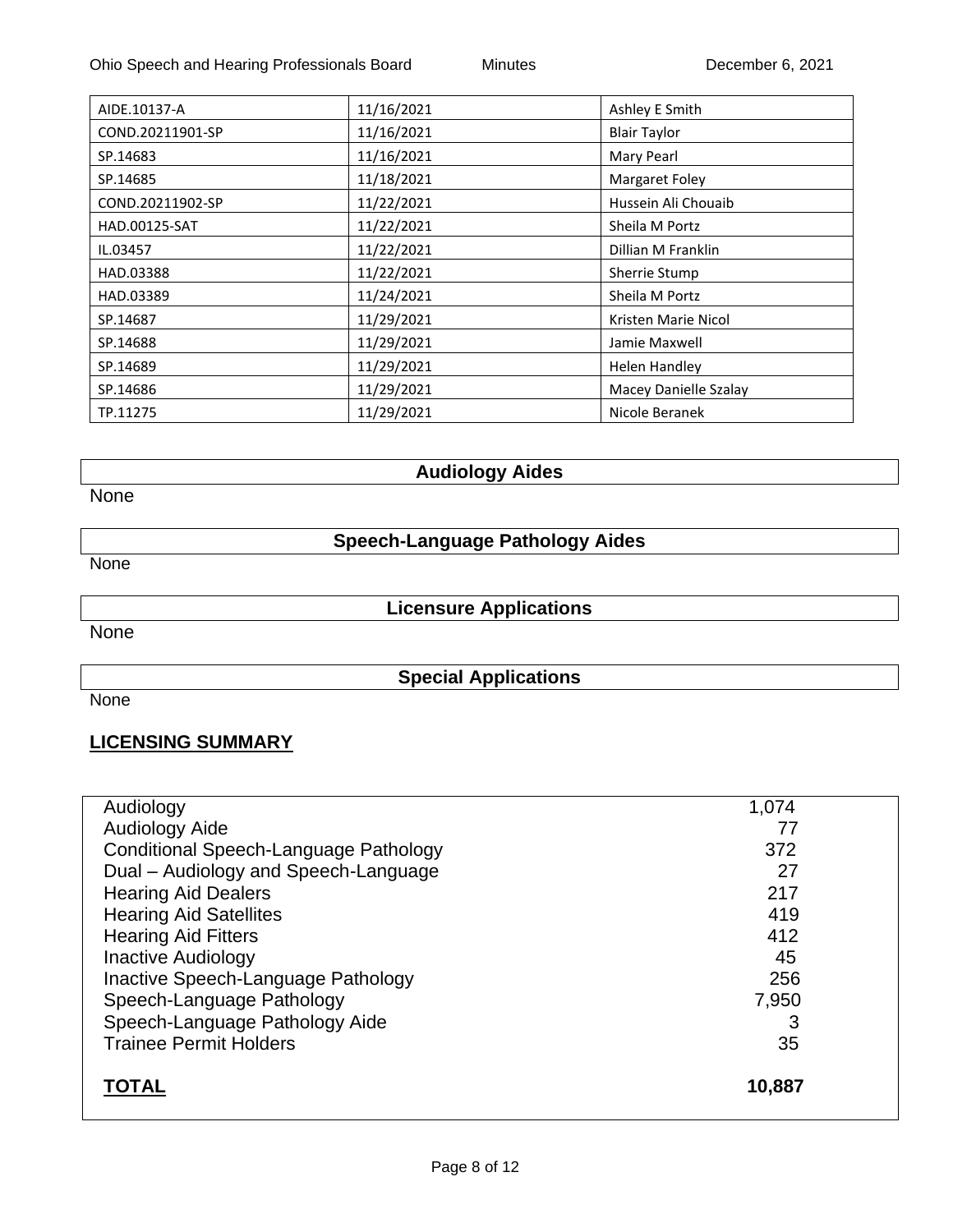| AIDE.10137-A | 11/16/2021 | Ashley E Smith |
|---|---|---|
| COND.20211901-SP | 11/16/2021 | Blair Taylor |
| SP.14683 | 11/16/2021 | Mary Pearl |
| SP.14685 | 11/18/2021 | Margaret Foley |
| COND.20211902-SP | 11/22/2021 | Hussein Ali Chouaib |
| HAD.00125-SAT | 11/22/2021 | Sheila M Portz |
| IL.03457 | 11/22/2021 | Dillian M Franklin |
| HAD.03388 | 11/22/2021 | Sherrie Stump |
| HAD.03389 | 11/24/2021 | Sheila M Portz |
| SP.14687 | 11/29/2021 | Kristen Marie Nicol |
| SP.14688 | 11/29/2021 | Jamie Maxwell |
| SP.14689 | 11/29/2021 | Helen Handley |
| SP.14686 | 11/29/2021 | Macey Danielle Szalay |
| TP.11275 | 11/29/2021 | Nicole Beranek |

**Audiology Aides**

None

**Speech-Language Pathology Aides**

None

**Licensure Applications**

None

**Special Applications**

None

## LICENSING SUMMARY

| | |
|---|---|
| Audiology | 1,074 |
| Audiology Aide | 77 |
| Conditional Speech-Language Pathology | 372 |
| Dual – Audiology and Speech-Language | 27 |
| Hearing Aid Dealers | 217 |
| Hearing Aid Satellites | 419 |
| Hearing Aid Fitters | 412 |
| Inactive Audiology | 45 |
| Inactive Speech-Language Pathology | 256 |
| Speech-Language Pathology | 7,950 |
| Speech-Language Pathology Aide | 3 |
| Trainee Permit Holders | 35 |
| **TOTAL** | **10,887** |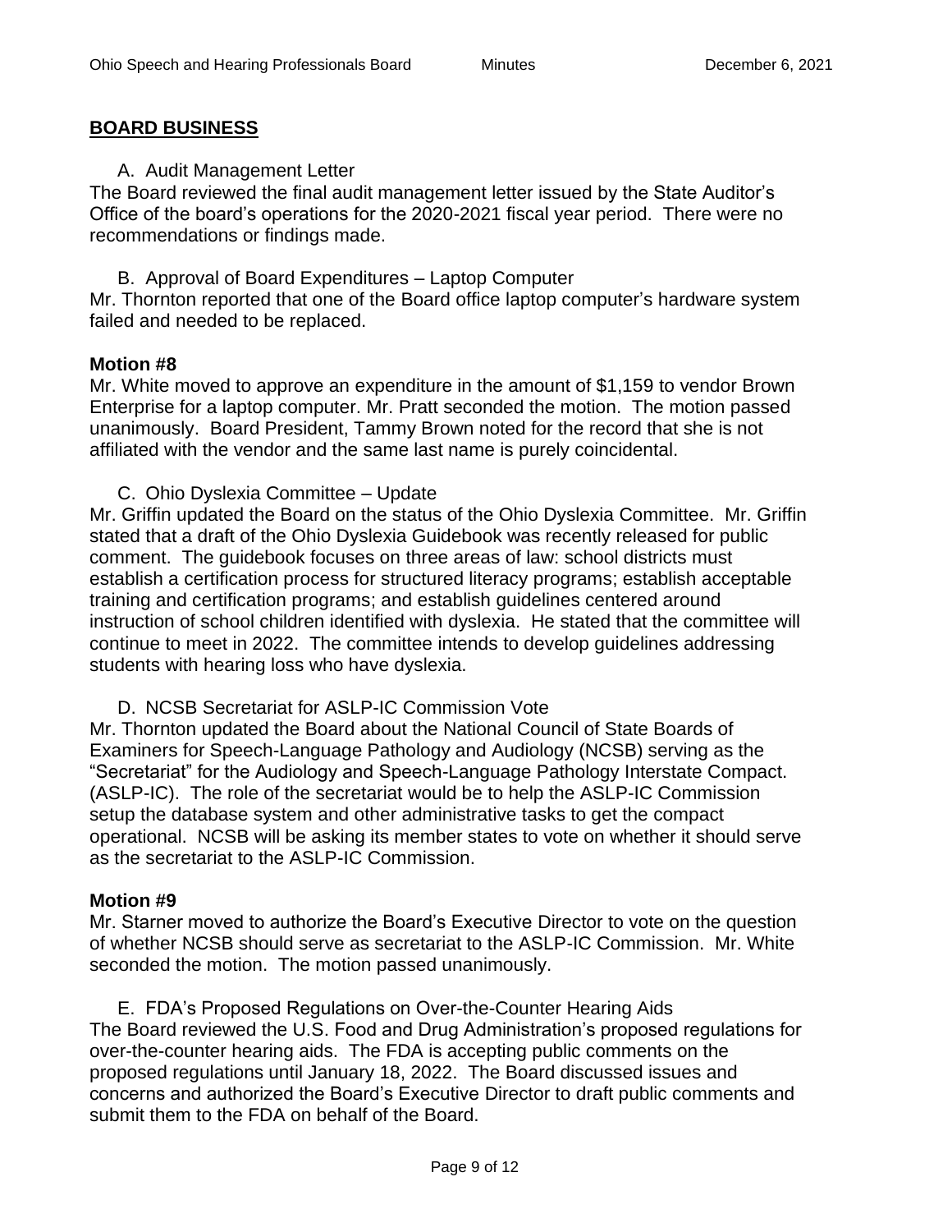## BOARD BUSINESS

A. Audit Management Letter

The Board reviewed the final audit management letter issued by the State Auditor's Office of the board's operations for the 2020-2021 fiscal year period. There were no recommendations or findings made.

B. Approval of Board Expenditures – Laptop Computer

Mr. Thornton reported that one of the Board office laptop computer's hardware system failed and needed to be replaced.

**Motion #8**

Mr. White moved to approve an expenditure in the amount of $1,159 to vendor Brown Enterprise for a laptop computer. Mr. Pratt seconded the motion. The motion passed unanimously. Board President, Tammy Brown noted for the record that she is not affiliated with the vendor and the same last name is purely coincidental.

C. Ohio Dyslexia Committee – Update

Mr. Griffin updated the Board on the status of the Ohio Dyslexia Committee. Mr. Griffin stated that a draft of the Ohio Dyslexia Guidebook was recently released for public comment. The guidebook focuses on three areas of law: school districts must establish a certification process for structured literacy programs; establish acceptable training and certification programs; and establish guidelines centered around instruction of school children identified with dyslexia. He stated that the committee will continue to meet in 2022. The committee intends to develop guidelines addressing students with hearing loss who have dyslexia.

D. NCSB Secretariat for ASLP-IC Commission Vote

Mr. Thornton updated the Board about the National Council of State Boards of Examiners for Speech-Language Pathology and Audiology (NCSB) serving as the "Secretariat" for the Audiology and Speech-Language Pathology Interstate Compact. (ASLP-IC). The role of the secretariat would be to help the ASLP-IC Commission setup the database system and other administrative tasks to get the compact operational. NCSB will be asking its member states to vote on whether it should serve as the secretariat to the ASLP-IC Commission.

**Motion #9**

Mr. Starner moved to authorize the Board's Executive Director to vote on the question of whether NCSB should serve as secretariat to the ASLP-IC Commission. Mr. White seconded the motion. The motion passed unanimously.

E. FDA's Proposed Regulations on Over-the-Counter Hearing Aids

The Board reviewed the U.S. Food and Drug Administration's proposed regulations for over-the-counter hearing aids. The FDA is accepting public comments on the proposed regulations until January 18, 2022. The Board discussed issues and concerns and authorized the Board's Executive Director to draft public comments and submit them to the FDA on behalf of the Board.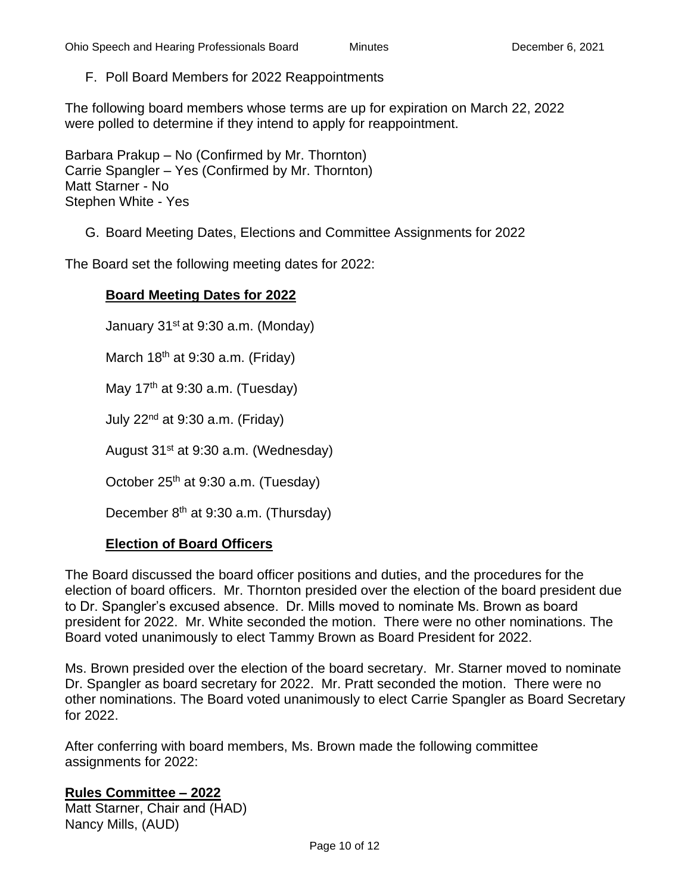F. Poll Board Members for 2022 Reappointments

The following board members whose terms are up for expiration on March 22, 2022 were polled to determine if they intend to apply for reappointment.

Barbara Prakup – No (Confirmed by Mr. Thornton)
Carrie Spangler – Yes (Confirmed by Mr. Thornton)
Matt Starner - No
Stephen White - Yes

G. Board Meeting Dates, Elections and Committee Assignments for 2022

The Board set the following meeting dates for 2022:

**Board Meeting Dates for 2022**

January 31st at 9:30 a.m. (Monday)

March 18th at 9:30 a.m. (Friday)

May 17th at 9:30 a.m. (Tuesday)

July 22nd at 9:30 a.m. (Friday)

August 31st at 9:30 a.m. (Wednesday)

October 25th at 9:30 a.m. (Tuesday)

December 8th at 9:30 a.m. (Thursday)

**Election of Board Officers**

The Board discussed the board officer positions and duties, and the procedures for the election of board officers. Mr. Thornton presided over the election of the board president due to Dr. Spangler's excused absence. Dr. Mills moved to nominate Ms. Brown as board president for 2022. Mr. White seconded the motion. There were no other nominations. The Board voted unanimously to elect Tammy Brown as Board President for 2022.

Ms. Brown presided over the election of the board secretary. Mr. Starner moved to nominate Dr. Spangler as board secretary for 2022. Mr. Pratt seconded the motion. There were no other nominations. The Board voted unanimously to elect Carrie Spangler as Board Secretary for 2022.

After conferring with board members, Ms. Brown made the following committee assignments for 2022:

**Rules Committee – 2022**
Matt Starner, Chair and (HAD)
Nancy Mills, (AUD)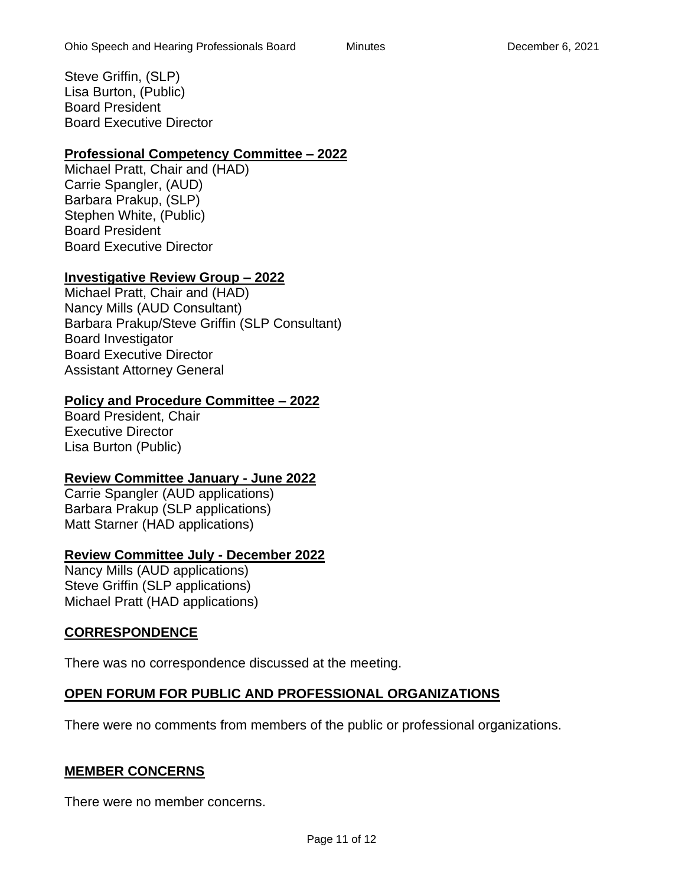Steve Griffin, (SLP)
Lisa Burton, (Public)
Board President
Board Executive Director

**Professional Competency Committee – 2022**

Michael Pratt, Chair and (HAD)
Carrie Spangler, (AUD)
Barbara Prakup, (SLP)
Stephen White, (Public)
Board President
Board Executive Director

**Investigative Review Group – 2022**

Michael Pratt, Chair and (HAD)
Nancy Mills (AUD Consultant)
Barbara Prakup/Steve Griffin (SLP Consultant)
Board Investigator
Board Executive Director
Assistant Attorney General

**Policy and Procedure Committee – 2022**

Board President, Chair
Executive Director
Lisa Burton (Public)

**Review Committee January - June 2022**

Carrie Spangler (AUD applications)
Barbara Prakup (SLP applications)
Matt Starner (HAD applications)

**Review Committee July - December 2022**

Nancy Mills (AUD applications)
Steve Griffin (SLP applications)
Michael Pratt (HAD applications)

## CORRESPONDENCE

There was no correspondence discussed at the meeting.

## OPEN FORUM FOR PUBLIC AND PROFESSIONAL ORGANIZATIONS

There were no comments from members of the public or professional organizations.

## MEMBER CONCERNS

There were no member concerns.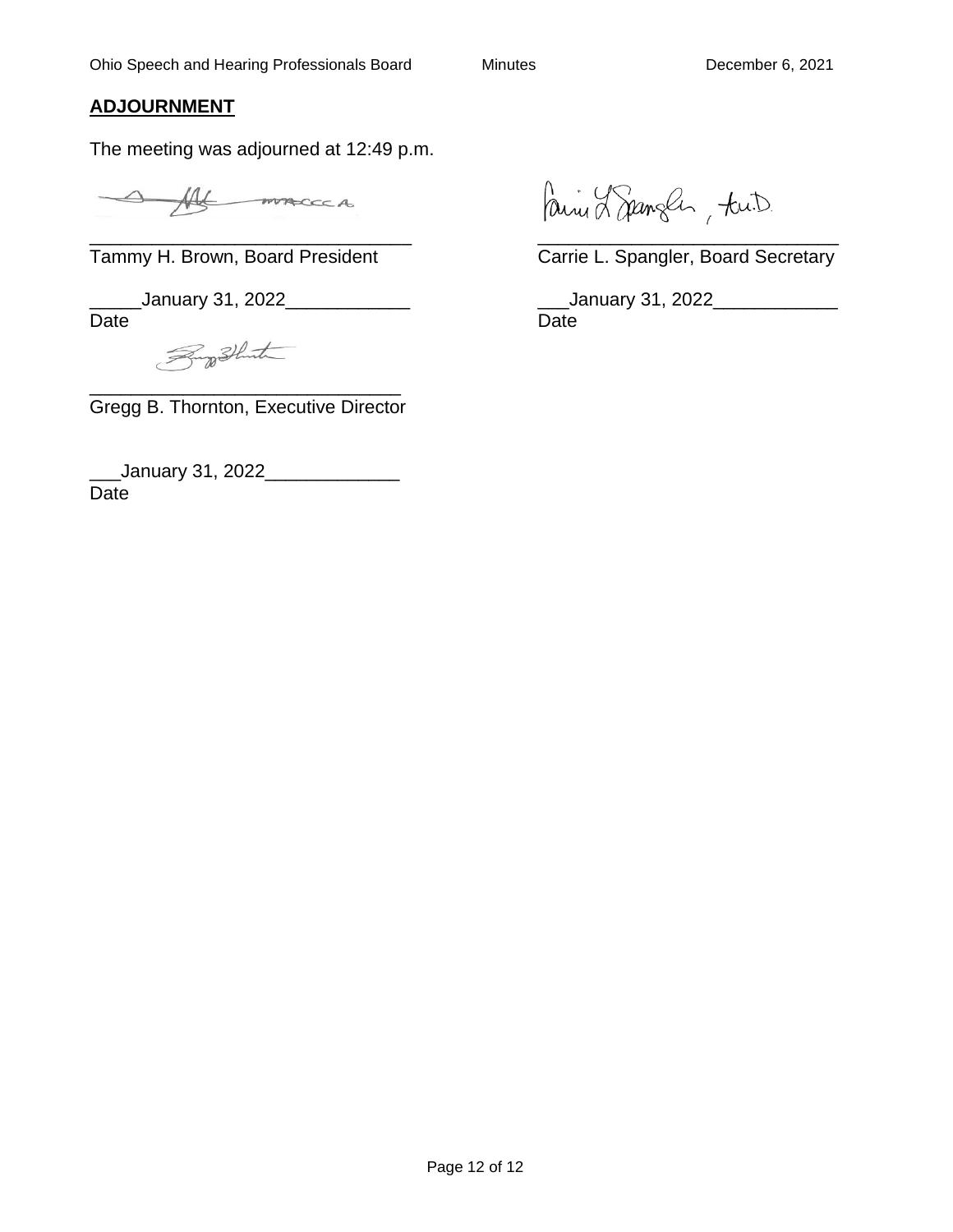## ADJOURNMENT

The meeting was adjourned at 12:49 p.m.

_______________________________
Tammy H. Brown, Board President

_____January 31, 2022____________
Date

_______________________________
Carrie L. Spangler, Board Secretary

___January 31, 2022____________
Date

_______________________________
Gregg B. Thornton, Executive Director

___January 31, 2022_____________
Date